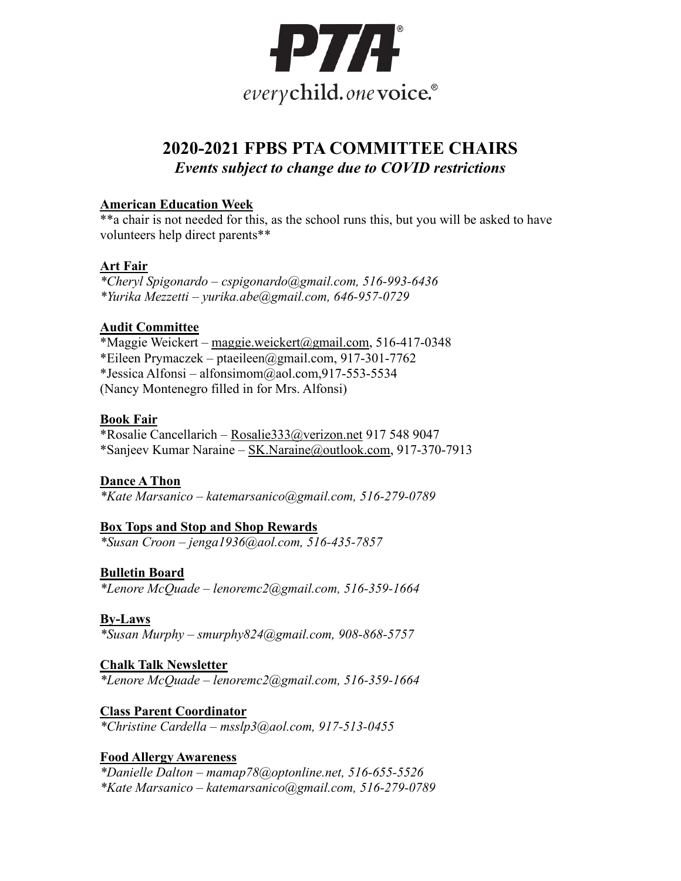PTA®

*everychild.onevoice.®*

# 2020-2021 FPBS PTA COMMITTEE CHAIRS

***Events subject to change due to COVID restrictions***

**American Education Week**

**a chair is not needed for this, as the school runs this, but you will be asked to have volunteers help direct parents**

**Art Fair**

*\*Cheryl Spigonardo – cspigonardo@gmail.com, 516-993-6436*
*\*Yurika Mezzetti – yurika.abe@gmail.com, 646-957-0729*

**Audit Committee**

\*Maggie Weickert – maggie.weickert@gmail.com, 516-417-0348
\*Eileen Prymaczek – ptaeileen@gmail.com, 917-301-7762
\*Jessica Alfonsi – alfonsimom@aol.com,917-553-5534
(Nancy Montenegro filled in for Mrs. Alfonsi)

**Book Fair**

\*Rosalie Cancellarich – Rosalie333@verizon.net 917 548 9047
\*Sanjeev Kumar Naraine – SK.Naraine@outlook.com, 917-370-7913

**Dance A Thon**

*\*Kate Marsanico – katemarsanico@gmail.com, 516-279-0789*

**Box Tops and Stop and Shop Rewards**

*\*Susan Croon – jenga1936@aol.com, 516-435-7857*

**Bulletin Board**

*\*Lenore McQuade – lenoremc2@gmail.com, 516-359-1664*

**By-Laws**

*\*Susan Murphy – smurphy824@gmail.com, 908-868-5757*

**Chalk Talk Newsletter**

*\*Lenore McQuade – lenoremc2@gmail.com, 516-359-1664*

**Class Parent Coordinator**

*\*Christine Cardella – msslp3@aol.com, 917-513-0455*

**Food Allergy Awareness**

*\*Danielle Dalton – mamap78@optonline.net, 516-655-5526*
*\*Kate Marsanico – katemarsanico@gmail.com, 516-279-0789*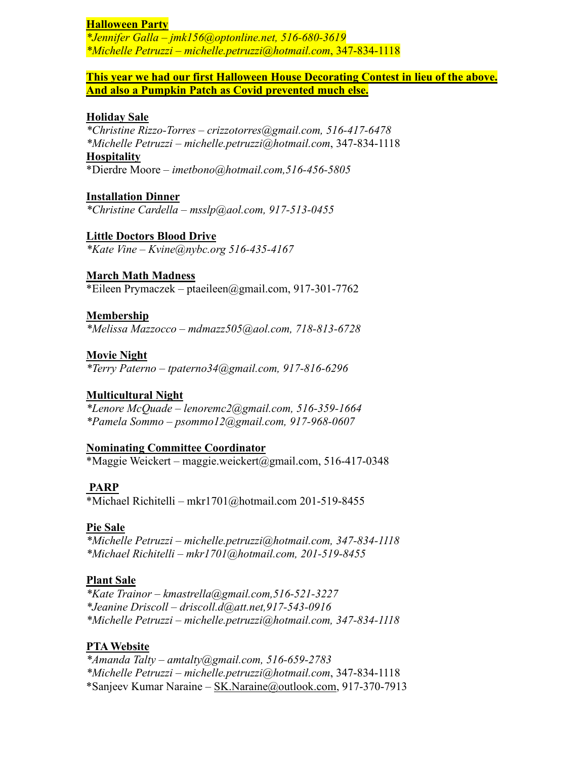**Halloween Party**
*\*Jennifer Galla – jmk156@optonline.net, 516-680-3619*
*\*Michelle Petruzzi – michelle.petruzzi@hotmail.com*, 347-834-1118

**This year we had our first Halloween House Decorating Contest in lieu of the above. And also a Pumpkin Patch as Covid prevented much else.**

**Holiday Sale**
*\*Christine Rizzo-Torres – crizzotorres@gmail.com, 516-417-6478*
*\*Michelle Petruzzi – michelle.petruzzi@hotmail.com*, 347-834-1118

**Hospitality**
\*Dierdre Moore – *imetbono@hotmail.com,516-456-5805*

**Installation Dinner**
*\*Christine Cardella – msslp@aol.com, 917-513-0455*

**Little Doctors Blood Drive**
*\*Kate Vine – Kvine@nybc.org 516-435-4167*

**March Math Madness**
\*Eileen Prymaczek – ptaeileen@gmail.com, 917-301-7762

**Membership**
*\*Melissa Mazzocco – mdmazz505@aol.com, 718-813-6728*

**Movie Night**
*\*Terry Paterno – tpaterno34@gmail.com, 917-816-6296*

**Multicultural Night**
*\*Lenore McQuade – lenoremc2@gmail.com, 516-359-1664*
*\*Pamela Sommo – psommo12@gmail.com, 917-968-0607*

**Nominating Committee Coordinator**
\*Maggie Weickert – maggie.weickert@gmail.com, 516-417-0348

**PARP**
\*Michael Richitelli – mkr1701@hotmail.com 201-519-8455

**Pie Sale**
*\*Michelle Petruzzi – michelle.petruzzi@hotmail.com, 347-834-1118*
*\*Michael Richitelli – mkr1701@hotmail.com, 201-519-8455*

**Plant Sale**
*\*Kate Trainor – kmastrella@gmail.com,516-521-3227*
*\*Jeanine Driscoll – driscoll.d@att.net,917-543-0916*
*\*Michelle Petruzzi – michelle.petruzzi@hotmail.com, 347-834-1118*

**PTA Website**
*\*Amanda Talty – amtalty@gmail.com, 516-659-2783*
*\*Michelle Petruzzi – michelle.petruzzi@hotmail.com*, 347-834-1118
\*Sanjeev Kumar Naraine – SK.Naraine@outlook.com, 917-370-7913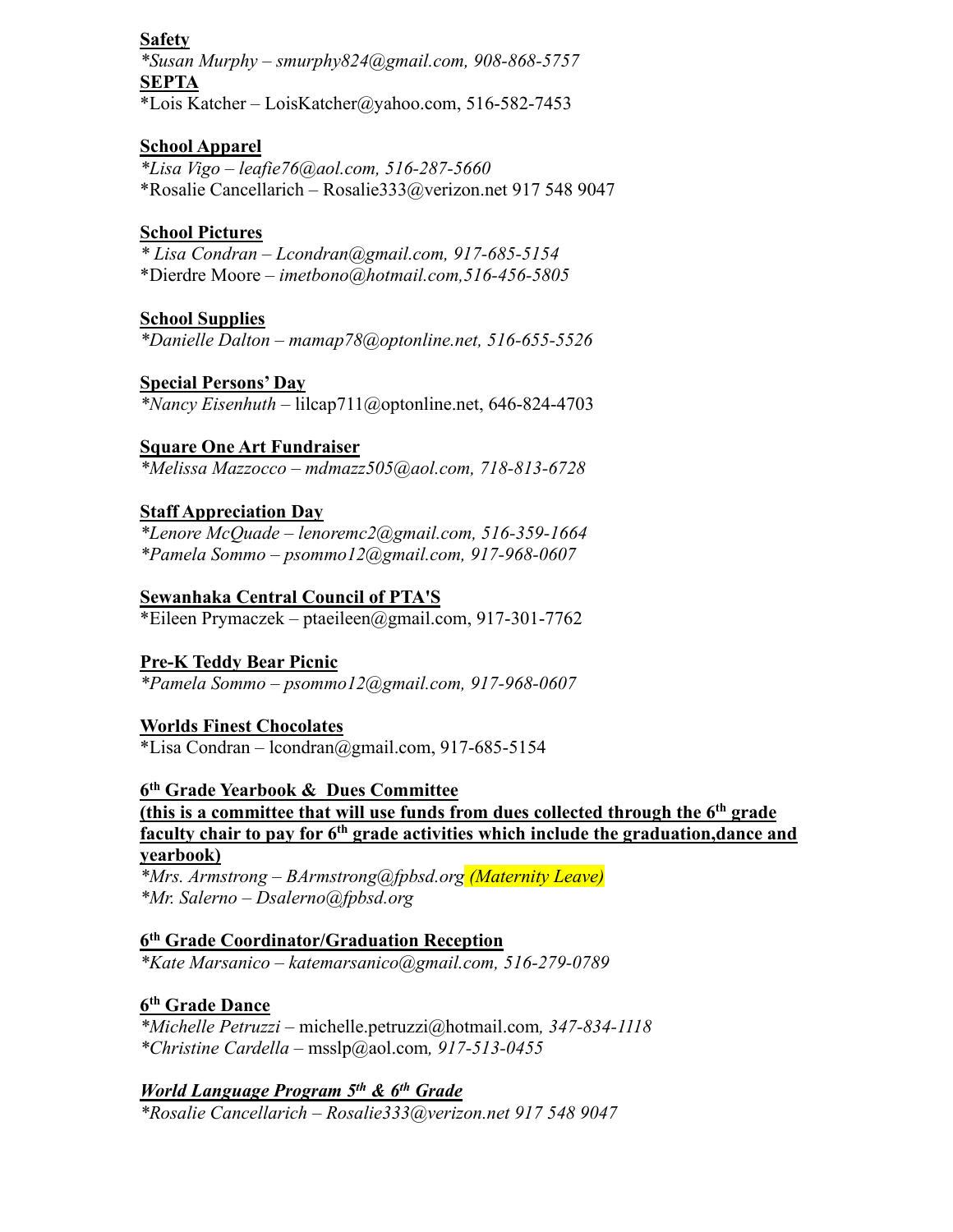**Safety**
*\*Susan Murphy – smurphy824@gmail.com, 908-868-5757*
**SEPTA**
\*Lois Katcher – LoisKatcher@yahoo.com, 516-582-7453

**School Apparel**
*\*Lisa Vigo – leafie76@aol.com, 516-287-5660*
\*Rosalie Cancellarich – Rosalie333@verizon.net 917 548 9047

**School Pictures**
*\* Lisa Condran – Lcondran@gmail.com, 917-685-5154*
\*Dierdre Moore – *imetbono@hotmail.com,516-456-5805*

**School Supplies**
*\*Danielle Dalton – mamap78@optonline.net, 516-655-5526*

**Special Persons' Day**
*\*Nancy Eisenhuth* – lilcap711@optonline.net, 646-824-4703

**Square One Art Fundraiser**
*\*Melissa Mazzocco – mdmazz505@aol.com, 718-813-6728*

**Staff Appreciation Day**
*\*Lenore McQuade – lenoremc2@gmail.com, 516-359-1664*
*\*Pamela Sommo – psommo12@gmail.com, 917-968-0607*

**Sewanhaka Central Council of PTA'S**
\*Eileen Prymaczek – ptaeileen@gmail.com, 917-301-7762

**Pre-K Teddy Bear Picnic**
*\*Pamela Sommo – psommo12@gmail.com, 917-968-0607*

**Worlds Finest Chocolates**
\*Lisa Condran – lcondran@gmail.com, 917-685-5154

**6th Grade Yearbook & Dues Committee**
**(this is a committee that will use funds from dues collected through the 6th grade faculty chair to pay for 6th grade activities which include the graduation,dance and yearbook)**
*\*Mrs. Armstrong – BArmstrong@fpbsd.org (Maternity Leave)*
*\*Mr. Salerno – Dsalerno@fpbsd.org*

**6th Grade Coordinator/Graduation Reception**
*\*Kate Marsanico – katemarsanico@gmail.com, 516-279-0789*

**6th Grade Dance**
*\*Michelle Petruzzi* – michelle.petruzzi@hotmail.com*, 347-834-1118*
*\*Christine Cardella* – msslp@aol.com*, 917-513-0455*

***World Language Program 5th & 6th Grade***
*\*Rosalie Cancellarich – Rosalie333@verizon.net 917 548 9047*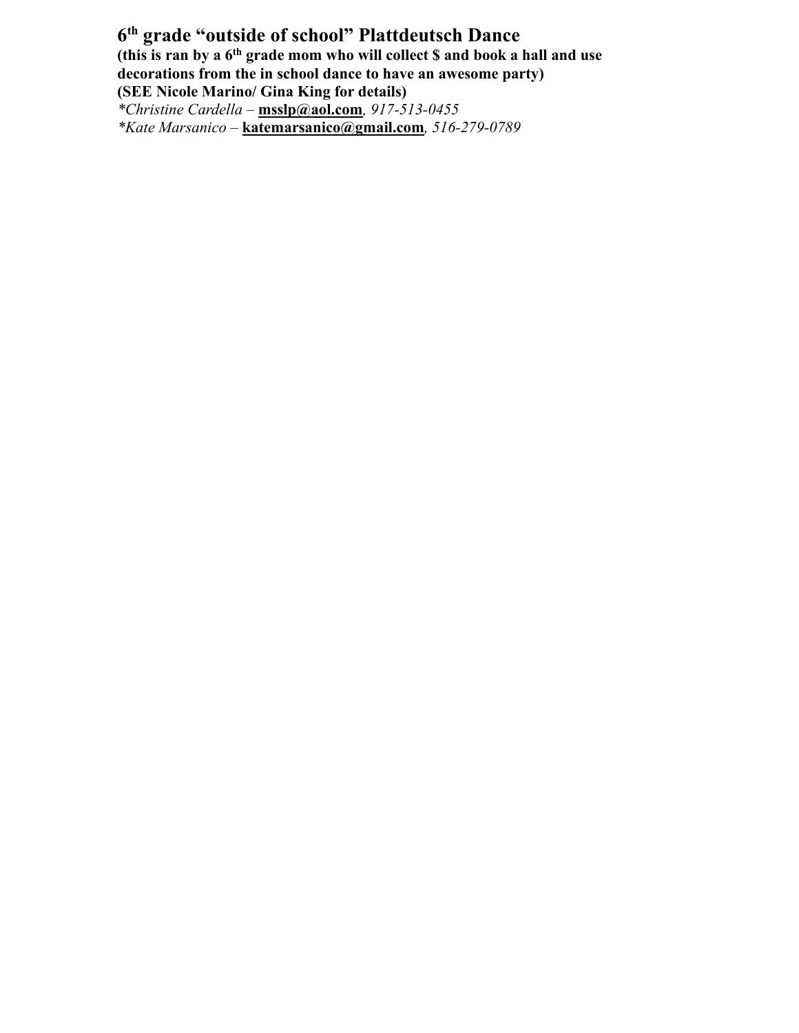## 6th grade “outside of school” Plattdeutsch Dance

**(this is ran by a 6th grade mom who will collect $ and book a hall and use decorations from the in school dance to have an awesome party)**

**(SEE Nicole Marino/ Gina King for details)**

*\*Christine Cardella –* **msslp@aol.com***, 917-513-0455*

*\*Kate Marsanico –* **katemarsanico@gmail.com***, 516-279-0789*